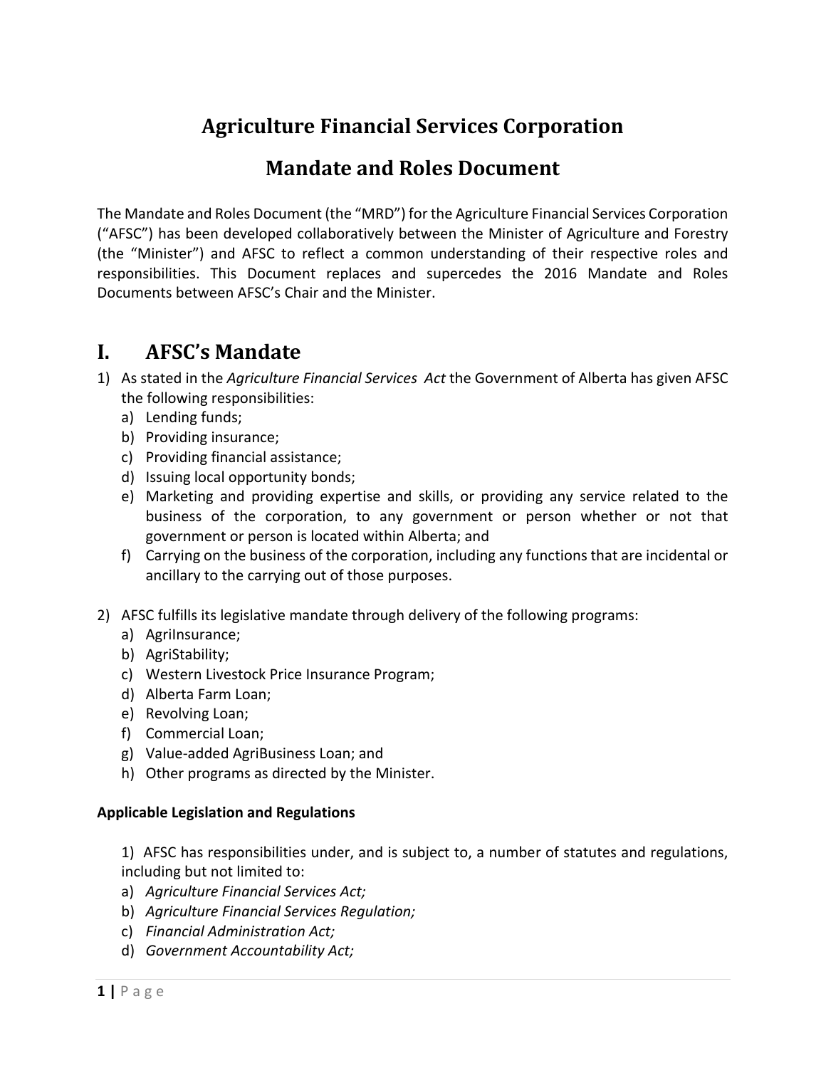# Agriculture Financial Services Corporation

# Mandate and Roles Document

The Mandate and Roles Document (the "MRD") for the Agriculture Financial Services Corporation ("AFSC") has been developed collaboratively between the Minister of Agriculture and Forestry (the "Minister") and AFSC to reflect a common understanding of their respective roles and responsibilities. This Document replaces and supercedes the 2016 Mandate and Roles Documents between AFSC's Chair and the Minister.

## I. AFSC's Mandate

1) As stated in the *Agriculture Financial Services Act* the Government of Alberta has given AFSC the following responsibilities:
   a) Lending funds;
   b) Providing insurance;
   c) Providing financial assistance;
   d) Issuing local opportunity bonds;
   e) Marketing and providing expertise and skills, or providing any service related to the business of the corporation, to any government or person whether or not that government or person is located within Alberta; and
   f) Carrying on the business of the corporation, including any functions that are incidental or ancillary to the carrying out of those purposes.

2) AFSC fulfills its legislative mandate through delivery of the following programs:
   a) AgriInsurance;
   b) AgriStability;
   c) Western Livestock Price Insurance Program;
   d) Alberta Farm Loan;
   e) Revolving Loan;
   f) Commercial Loan;
   g) Value-added AgriBusiness Loan; and
   h) Other programs as directed by the Minister.

**Applicable Legislation and Regulations**

1) AFSC has responsibilities under, and is subject to, a number of statutes and regulations, including but not limited to:
   a) *Agriculture Financial Services Act;*
   b) *Agriculture Financial Services Regulation;*
   c) *Financial Administration Act;*
   d) *Government Accountability Act;*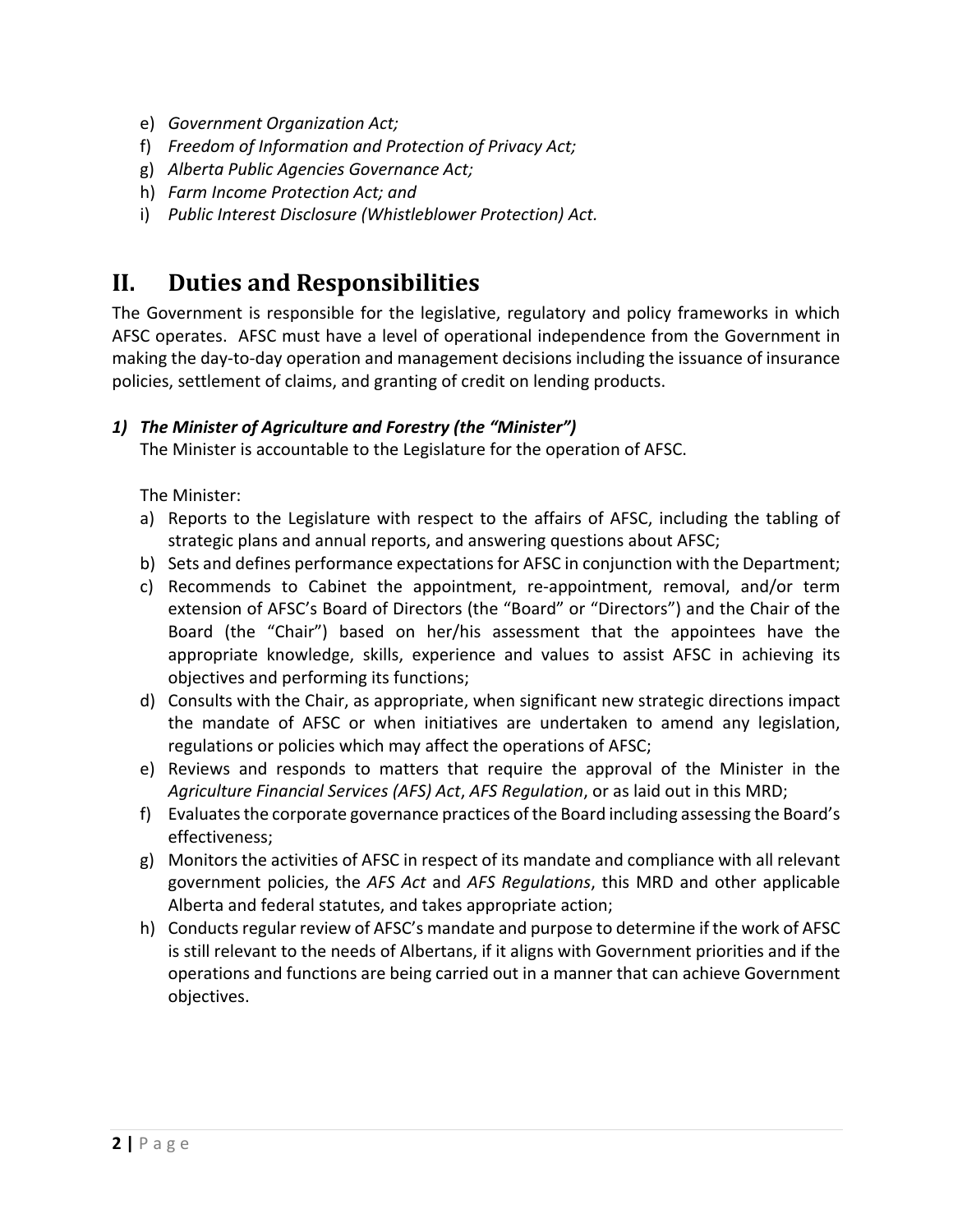e) *Government Organization Act;*
f) *Freedom of Information and Protection of Privacy Act;*
g) *Alberta Public Agencies Governance Act;*
h) *Farm Income Protection Act; and*
i) *Public Interest Disclosure (Whistleblower Protection) Act.*

## II. Duties and Responsibilities

The Government is responsible for the legislative, regulatory and policy frameworks in which AFSC operates. AFSC must have a level of operational independence from the Government in making the day-to-day operation and management decisions including the issuance of insurance policies, settlement of claims, and granting of credit on lending products.

### *1) The Minister of Agriculture and Forestry (the "Minister")*

The Minister is accountable to the Legislature for the operation of AFSC.

The Minister:

a) Reports to the Legislature with respect to the affairs of AFSC, including the tabling of strategic plans and annual reports, and answering questions about AFSC;
b) Sets and defines performance expectations for AFSC in conjunction with the Department;
c) Recommends to Cabinet the appointment, re-appointment, removal, and/or term extension of AFSC's Board of Directors (the "Board" or "Directors") and the Chair of the Board (the "Chair") based on her/his assessment that the appointees have the appropriate knowledge, skills, experience and values to assist AFSC in achieving its objectives and performing its functions;
d) Consults with the Chair, as appropriate, when significant new strategic directions impact the mandate of AFSC or when initiatives are undertaken to amend any legislation, regulations or policies which may affect the operations of AFSC;
e) Reviews and responds to matters that require the approval of the Minister in the *Agriculture Financial Services (AFS) Act*, *AFS Regulation*, or as laid out in this MRD;
f) Evaluates the corporate governance practices of the Board including assessing the Board's effectiveness;
g) Monitors the activities of AFSC in respect of its mandate and compliance with all relevant government policies, the *AFS Act* and *AFS Regulations*, this MRD and other applicable Alberta and federal statutes, and takes appropriate action;
h) Conducts regular review of AFSC's mandate and purpose to determine if the work of AFSC is still relevant to the needs of Albertans, if it aligns with Government priorities and if the operations and functions are being carried out in a manner that can achieve Government objectives.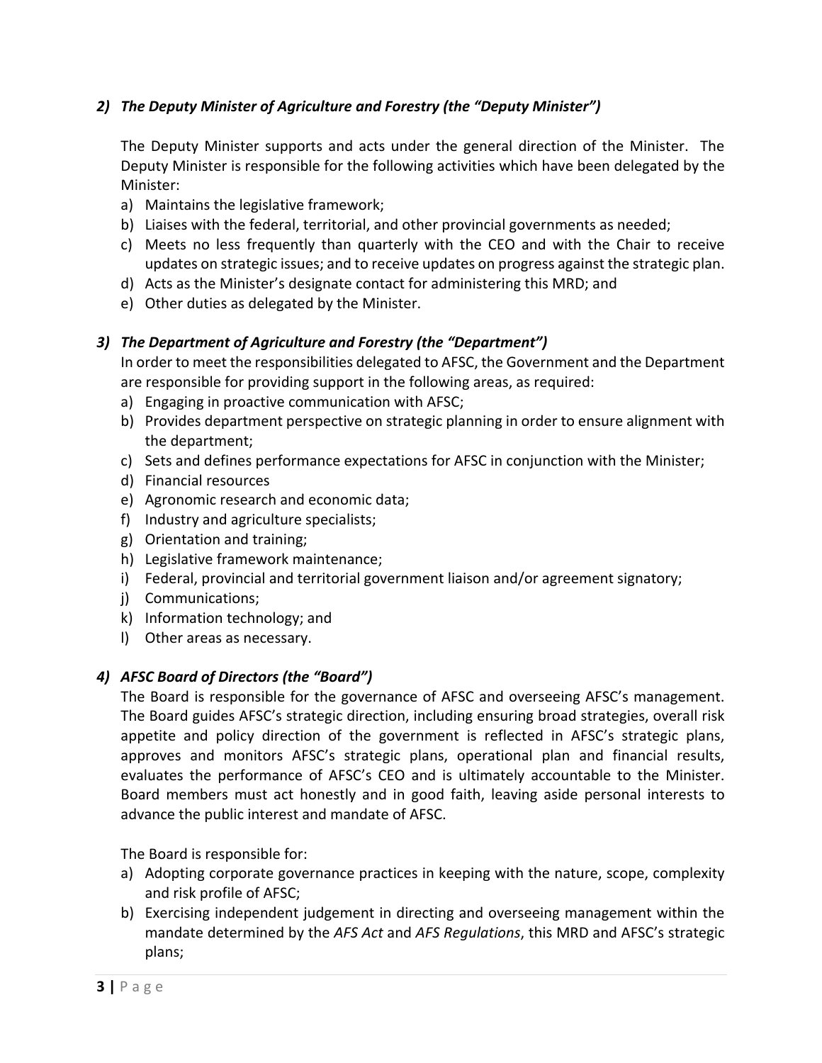### *2) The Deputy Minister of Agriculture and Forestry (the "Deputy Minister")*

The Deputy Minister supports and acts under the general direction of the Minister. The Deputy Minister is responsible for the following activities which have been delegated by the Minister:

a) Maintains the legislative framework;
b) Liaises with the federal, territorial, and other provincial governments as needed;
c) Meets no less frequently than quarterly with the CEO and with the Chair to receive updates on strategic issues; and to receive updates on progress against the strategic plan.
d) Acts as the Minister's designate contact for administering this MRD; and
e) Other duties as delegated by the Minister.

### *3) The Department of Agriculture and Forestry (the "Department")*

In order to meet the responsibilities delegated to AFSC, the Government and the Department are responsible for providing support in the following areas, as required:

a) Engaging in proactive communication with AFSC;
b) Provides department perspective on strategic planning in order to ensure alignment with the department;
c) Sets and defines performance expectations for AFSC in conjunction with the Minister;
d) Financial resources
e) Agronomic research and economic data;
f) Industry and agriculture specialists;
g) Orientation and training;
h) Legislative framework maintenance;
i) Federal, provincial and territorial government liaison and/or agreement signatory;
j) Communications;
k) Information technology; and
l) Other areas as necessary.

### *4) AFSC Board of Directors (the "Board")*

The Board is responsible for the governance of AFSC and overseeing AFSC's management. The Board guides AFSC's strategic direction, including ensuring broad strategies, overall risk appetite and policy direction of the government is reflected in AFSC's strategic plans, approves and monitors AFSC's strategic plans, operational plan and financial results, evaluates the performance of AFSC's CEO and is ultimately accountable to the Minister. Board members must act honestly and in good faith, leaving aside personal interests to advance the public interest and mandate of AFSC.

The Board is responsible for:

a) Adopting corporate governance practices in keeping with the nature, scope, complexity and risk profile of AFSC;
b) Exercising independent judgement in directing and overseeing management within the mandate determined by the *AFS Act* and *AFS Regulations*, this MRD and AFSC's strategic plans;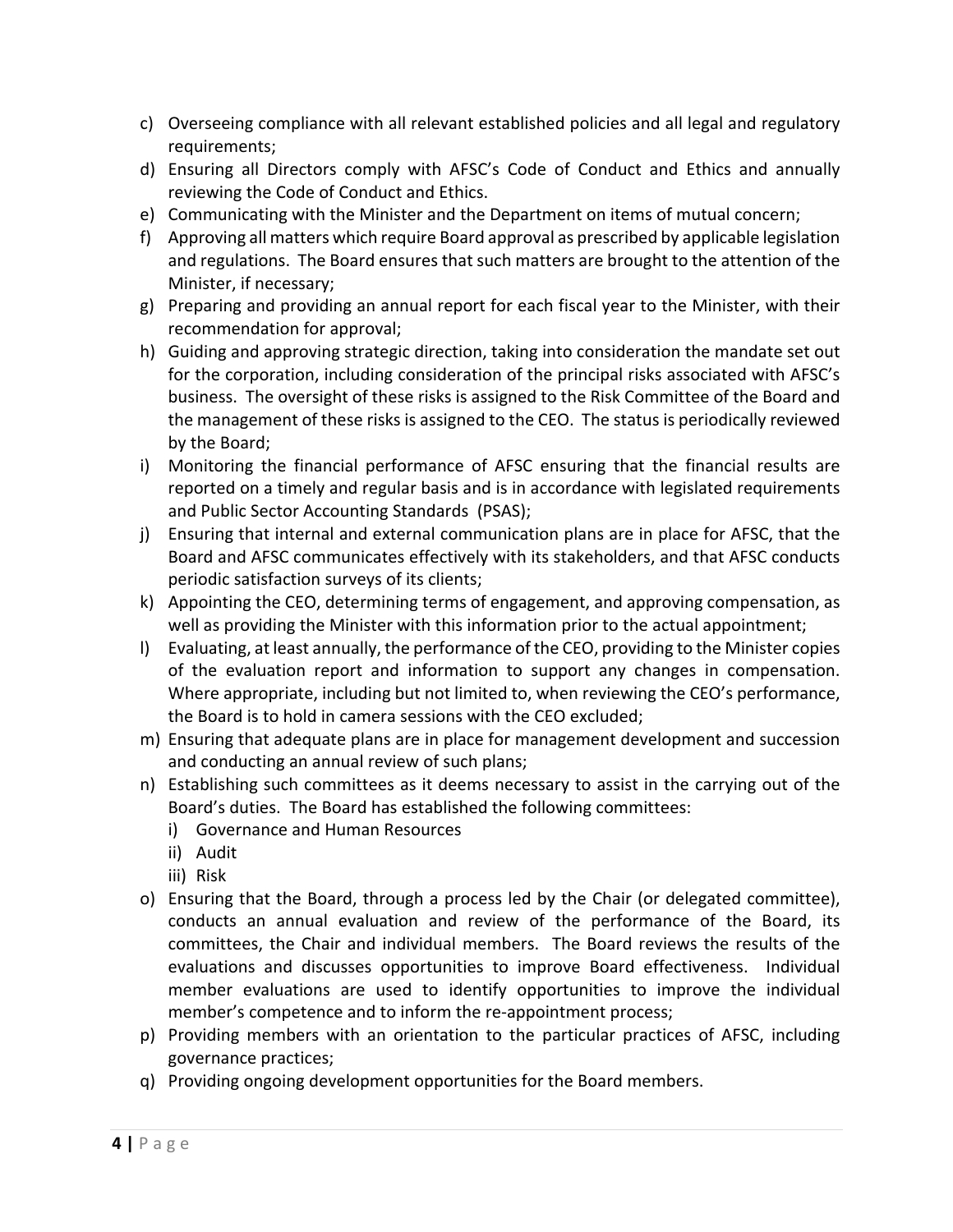c) Overseeing compliance with all relevant established policies and all legal and regulatory requirements;
d) Ensuring all Directors comply with AFSC's Code of Conduct and Ethics and annually reviewing the Code of Conduct and Ethics.
e) Communicating with the Minister and the Department on items of mutual concern;
f) Approving all matters which require Board approval as prescribed by applicable legislation and regulations. The Board ensures that such matters are brought to the attention of the Minister, if necessary;
g) Preparing and providing an annual report for each fiscal year to the Minister, with their recommendation for approval;
h) Guiding and approving strategic direction, taking into consideration the mandate set out for the corporation, including consideration of the principal risks associated with AFSC's business. The oversight of these risks is assigned to the Risk Committee of the Board and the management of these risks is assigned to the CEO. The status is periodically reviewed by the Board;
i) Monitoring the financial performance of AFSC ensuring that the financial results are reported on a timely and regular basis and is in accordance with legislated requirements and Public Sector Accounting Standards (PSAS);
j) Ensuring that internal and external communication plans are in place for AFSC, that the Board and AFSC communicates effectively with its stakeholders, and that AFSC conducts periodic satisfaction surveys of its clients;
k) Appointing the CEO, determining terms of engagement, and approving compensation, as well as providing the Minister with this information prior to the actual appointment;
l) Evaluating, at least annually, the performance of the CEO, providing to the Minister copies of the evaluation report and information to support any changes in compensation. Where appropriate, including but not limited to, when reviewing the CEO's performance, the Board is to hold in camera sessions with the CEO excluded;
m) Ensuring that adequate plans are in place for management development and succession and conducting an annual review of such plans;
n) Establishing such committees as it deems necessary to assist in the carrying out of the Board's duties. The Board has established the following committees:
   i) Governance and Human Resources
   ii) Audit
   iii) Risk
o) Ensuring that the Board, through a process led by the Chair (or delegated committee), conducts an annual evaluation and review of the performance of the Board, its committees, the Chair and individual members. The Board reviews the results of the evaluations and discusses opportunities to improve Board effectiveness. Individual member evaluations are used to identify opportunities to improve the individual member's competence and to inform the re-appointment process;
p) Providing members with an orientation to the particular practices of AFSC, including governance practices;
q) Providing ongoing development opportunities for the Board members.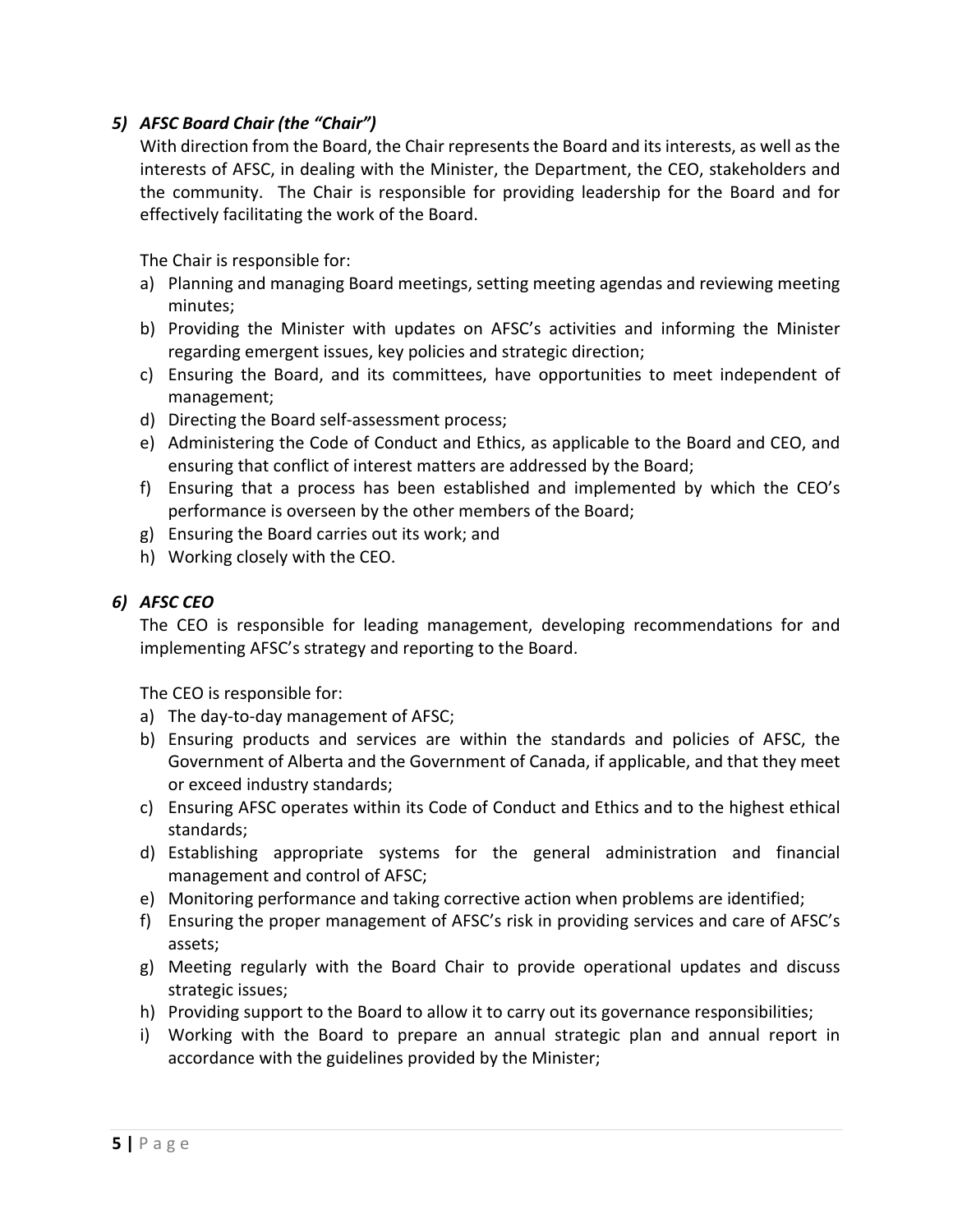### *5) AFSC Board Chair (the "Chair")*

With direction from the Board, the Chair represents the Board and its interests, as well as the interests of AFSC, in dealing with the Minister, the Department, the CEO, stakeholders and the community. The Chair is responsible for providing leadership for the Board and for effectively facilitating the work of the Board.

The Chair is responsible for:

a) Planning and managing Board meetings, setting meeting agendas and reviewing meeting minutes;
b) Providing the Minister with updates on AFSC's activities and informing the Minister regarding emergent issues, key policies and strategic direction;
c) Ensuring the Board, and its committees, have opportunities to meet independent of management;
d) Directing the Board self-assessment process;
e) Administering the Code of Conduct and Ethics, as applicable to the Board and CEO, and ensuring that conflict of interest matters are addressed by the Board;
f) Ensuring that a process has been established and implemented by which the CEO's performance is overseen by the other members of the Board;
g) Ensuring the Board carries out its work; and
h) Working closely with the CEO.

### *6) AFSC CEO*

The CEO is responsible for leading management, developing recommendations for and implementing AFSC's strategy and reporting to the Board.

The CEO is responsible for:

a) The day-to-day management of AFSC;
b) Ensuring products and services are within the standards and policies of AFSC, the Government of Alberta and the Government of Canada, if applicable, and that they meet or exceed industry standards;
c) Ensuring AFSC operates within its Code of Conduct and Ethics and to the highest ethical standards;
d) Establishing appropriate systems for the general administration and financial management and control of AFSC;
e) Monitoring performance and taking corrective action when problems are identified;
f) Ensuring the proper management of AFSC's risk in providing services and care of AFSC's assets;
g) Meeting regularly with the Board Chair to provide operational updates and discuss strategic issues;
h) Providing support to the Board to allow it to carry out its governance responsibilities;
i) Working with the Board to prepare an annual strategic plan and annual report in accordance with the guidelines provided by the Minister;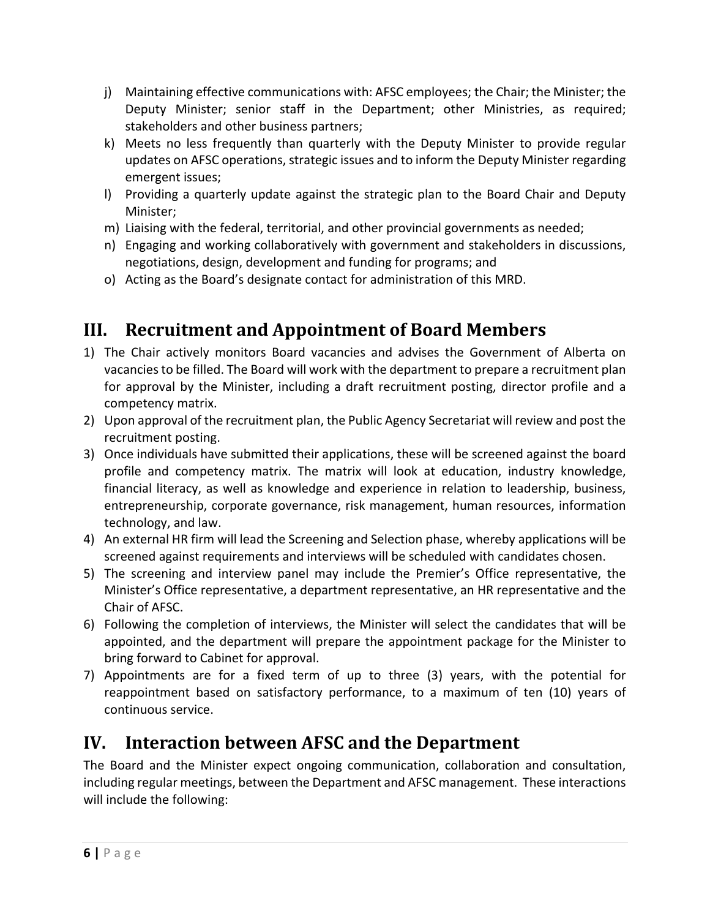j) Maintaining effective communications with: AFSC employees; the Chair; the Minister; the Deputy Minister; senior staff in the Department; other Ministries, as required; stakeholders and other business partners;
k) Meets no less frequently than quarterly with the Deputy Minister to provide regular updates on AFSC operations, strategic issues and to inform the Deputy Minister regarding emergent issues;
l) Providing a quarterly update against the strategic plan to the Board Chair and Deputy Minister;
m) Liaising with the federal, territorial, and other provincial governments as needed;
n) Engaging and working collaboratively with government and stakeholders in discussions, negotiations, design, development and funding for programs; and
o) Acting as the Board's designate contact for administration of this MRD.

## III. Recruitment and Appointment of Board Members

1) The Chair actively monitors Board vacancies and advises the Government of Alberta on vacancies to be filled. The Board will work with the department to prepare a recruitment plan for approval by the Minister, including a draft recruitment posting, director profile and a competency matrix.
2) Upon approval of the recruitment plan, the Public Agency Secretariat will review and post the recruitment posting.
3) Once individuals have submitted their applications, these will be screened against the board profile and competency matrix. The matrix will look at education, industry knowledge, financial literacy, as well as knowledge and experience in relation to leadership, business, entrepreneurship, corporate governance, risk management, human resources, information technology, and law.
4) An external HR firm will lead the Screening and Selection phase, whereby applications will be screened against requirements and interviews will be scheduled with candidates chosen.
5) The screening and interview panel may include the Premier's Office representative, the Minister's Office representative, a department representative, an HR representative and the Chair of AFSC.
6) Following the completion of interviews, the Minister will select the candidates that will be appointed, and the department will prepare the appointment package for the Minister to bring forward to Cabinet for approval.
7) Appointments are for a fixed term of up to three (3) years, with the potential for reappointment based on satisfactory performance, to a maximum of ten (10) years of continuous service.

## IV. Interaction between AFSC and the Department

The Board and the Minister expect ongoing communication, collaboration and consultation, including regular meetings, between the Department and AFSC management. These interactions will include the following: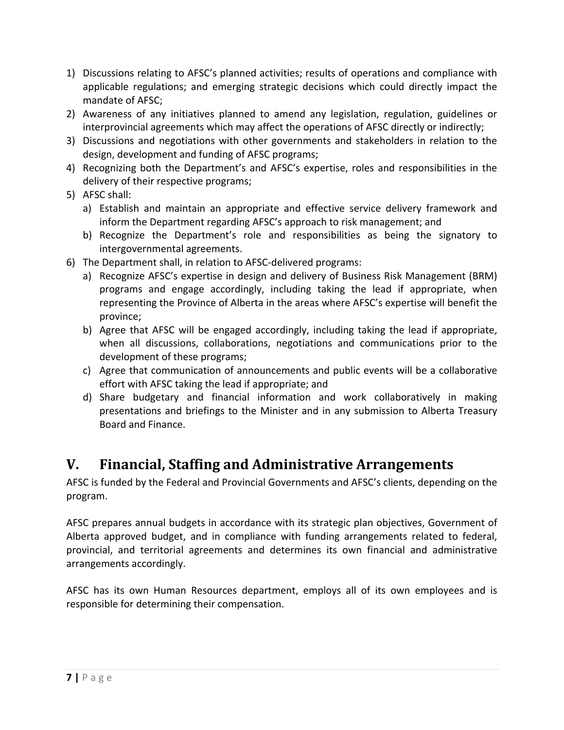1) Discussions relating to AFSC's planned activities; results of operations and compliance with applicable regulations; and emerging strategic decisions which could directly impact the mandate of AFSC;
2) Awareness of any initiatives planned to amend any legislation, regulation, guidelines or interprovincial agreements which may affect the operations of AFSC directly or indirectly;
3) Discussions and negotiations with other governments and stakeholders in relation to the design, development and funding of AFSC programs;
4) Recognizing both the Department's and AFSC's expertise, roles and responsibilities in the delivery of their respective programs;
5) AFSC shall:
   a) Establish and maintain an appropriate and effective service delivery framework and inform the Department regarding AFSC's approach to risk management; and
   b) Recognize the Department's role and responsibilities as being the signatory to intergovernmental agreements.
6) The Department shall, in relation to AFSC-delivered programs:
   a) Recognize AFSC's expertise in design and delivery of Business Risk Management (BRM) programs and engage accordingly, including taking the lead if appropriate, when representing the Province of Alberta in the areas where AFSC's expertise will benefit the province;
   b) Agree that AFSC will be engaged accordingly, including taking the lead if appropriate, when all discussions, collaborations, negotiations and communications prior to the development of these programs;
   c) Agree that communication of announcements and public events will be a collaborative effort with AFSC taking the lead if appropriate; and
   d) Share budgetary and financial information and work collaboratively in making presentations and briefings to the Minister and in any submission to Alberta Treasury Board and Finance.

# V. Financial, Staffing and Administrative Arrangements

AFSC is funded by the Federal and Provincial Governments and AFSC's clients, depending on the program.

AFSC prepares annual budgets in accordance with its strategic plan objectives, Government of Alberta approved budget, and in compliance with funding arrangements related to federal, provincial, and territorial agreements and determines its own financial and administrative arrangements accordingly.

AFSC has its own Human Resources department, employs all of its own employees and is responsible for determining their compensation.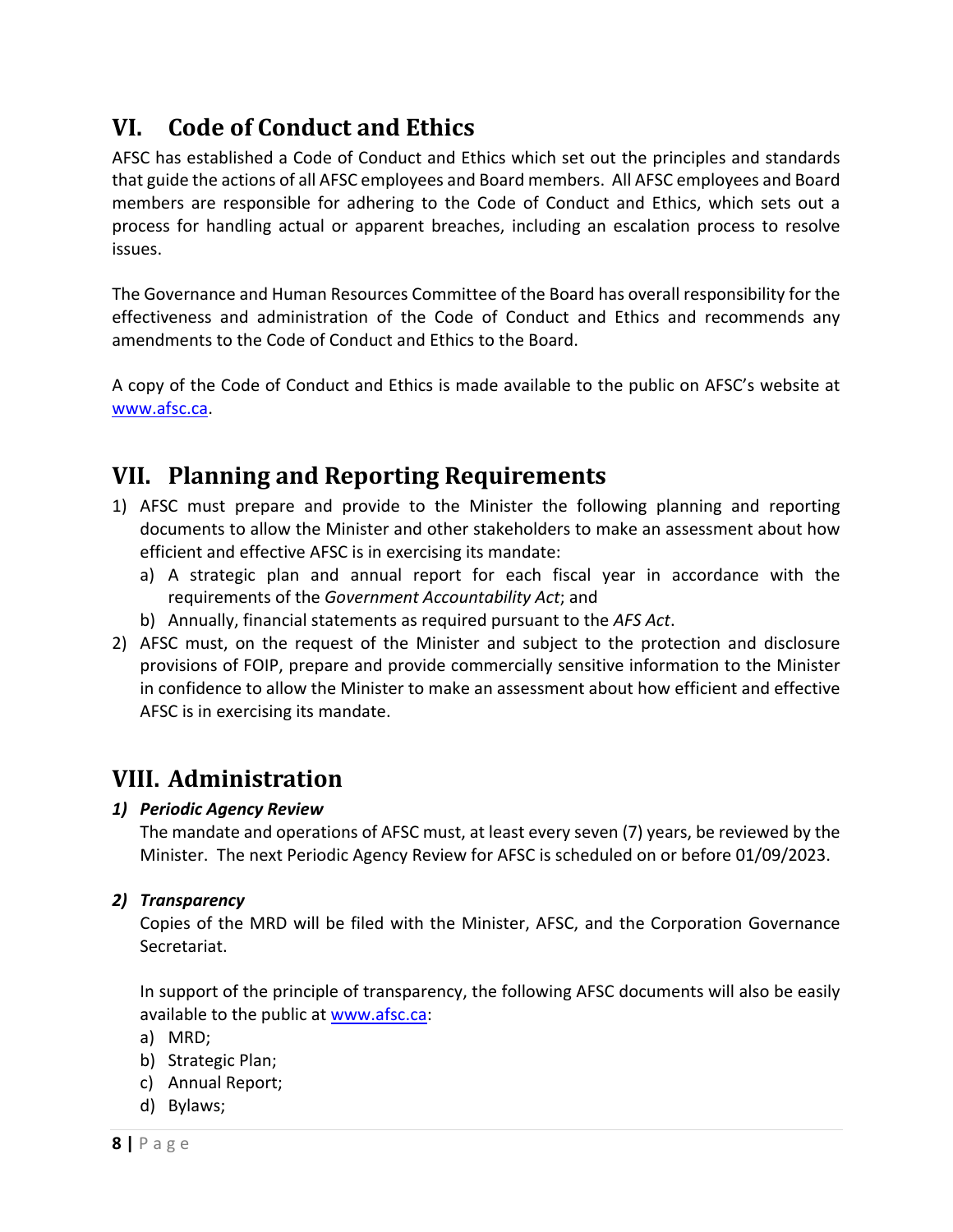## VI. Code of Conduct and Ethics

AFSC has established a Code of Conduct and Ethics which set out the principles and standards that guide the actions of all AFSC employees and Board members. All AFSC employees and Board members are responsible for adhering to the Code of Conduct and Ethics, which sets out a process for handling actual or apparent breaches, including an escalation process to resolve issues.

The Governance and Human Resources Committee of the Board has overall responsibility for the effectiveness and administration of the Code of Conduct and Ethics and recommends any amendments to the Code of Conduct and Ethics to the Board.

A copy of the Code of Conduct and Ethics is made available to the public on AFSC's website at www.afsc.ca.

## VII. Planning and Reporting Requirements

1) AFSC must prepare and provide to the Minister the following planning and reporting documents to allow the Minister and other stakeholders to make an assessment about how efficient and effective AFSC is in exercising its mandate:
   a) A strategic plan and annual report for each fiscal year in accordance with the requirements of the *Government Accountability Act*; and
   b) Annually, financial statements as required pursuant to the *AFS Act*.
2) AFSC must, on the request of the Minister and subject to the protection and disclosure provisions of FOIP, prepare and provide commercially sensitive information to the Minister in confidence to allow the Minister to make an assessment about how efficient and effective AFSC is in exercising its mandate.

## VIII. Administration

***1) Periodic Agency Review***

The mandate and operations of AFSC must, at least every seven (7) years, be reviewed by the Minister. The next Periodic Agency Review for AFSC is scheduled on or before 01/09/2023.

***2) Transparency***

Copies of the MRD will be filed with the Minister, AFSC, and the Corporation Governance Secretariat.

In support of the principle of transparency, the following AFSC documents will also be easily available to the public at www.afsc.ca:

a) MRD;
b) Strategic Plan;
c) Annual Report;
d) Bylaws;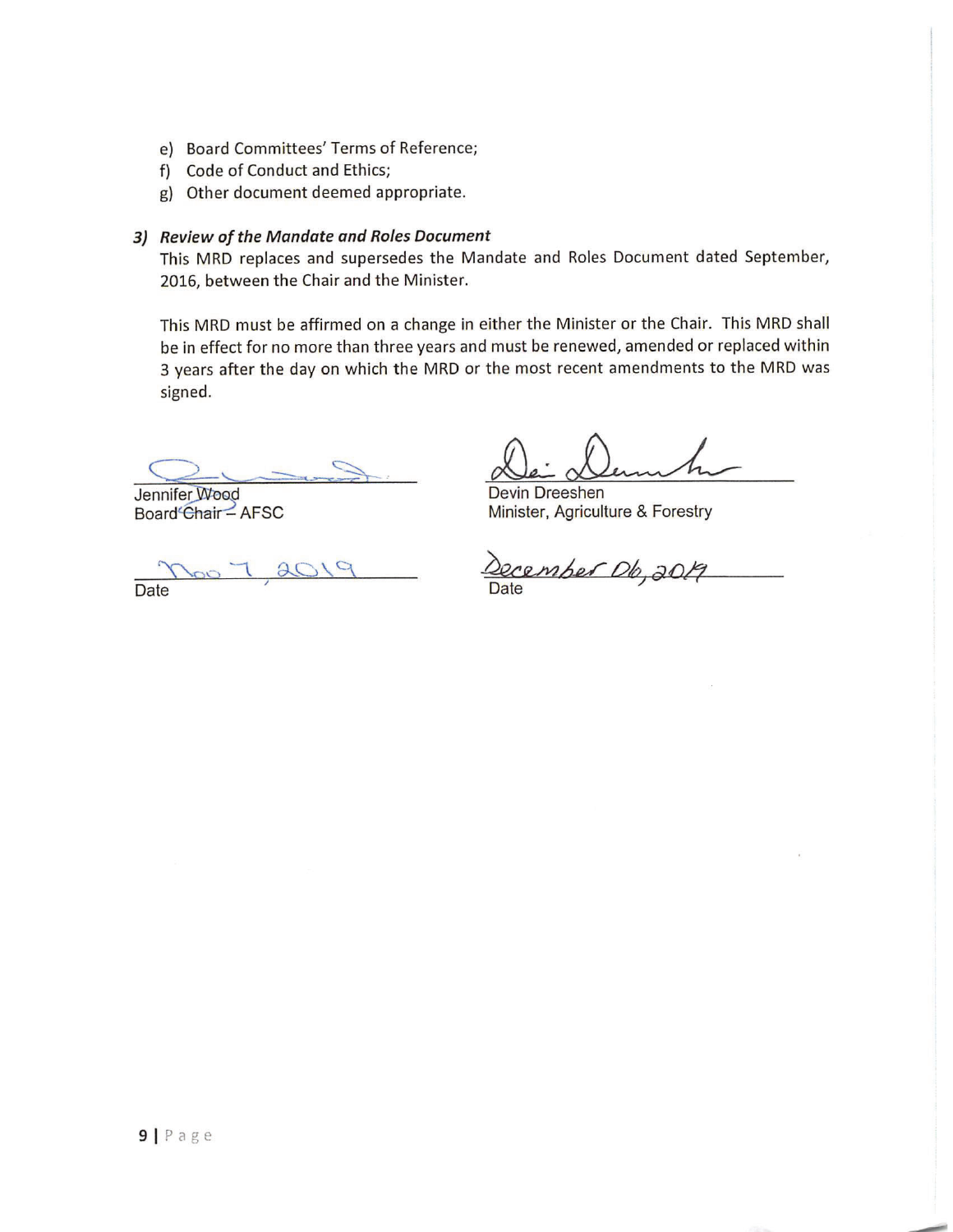e) Board Committees' Terms of Reference;
f) Code of Conduct and Ethics;
g) Other document deemed appropriate.

### *3) Review of the Mandate and Roles Document*

This MRD replaces and supersedes the Mandate and Roles Document dated September, 2016, between the Chair and the Minister.

This MRD must be affirmed on a change in either the Minister or the Chair. This MRD shall be in effect for no more than three years and must be renewed, amended or replaced within 3 years after the day on which the MRD or the most recent amendments to the MRD was signed.

Jennifer Wood
Board Chair – AFSC

Nov 7, 2019
Date

Devin Dreeshen
Minister, Agriculture & Forestry

December 06, 2019
Date